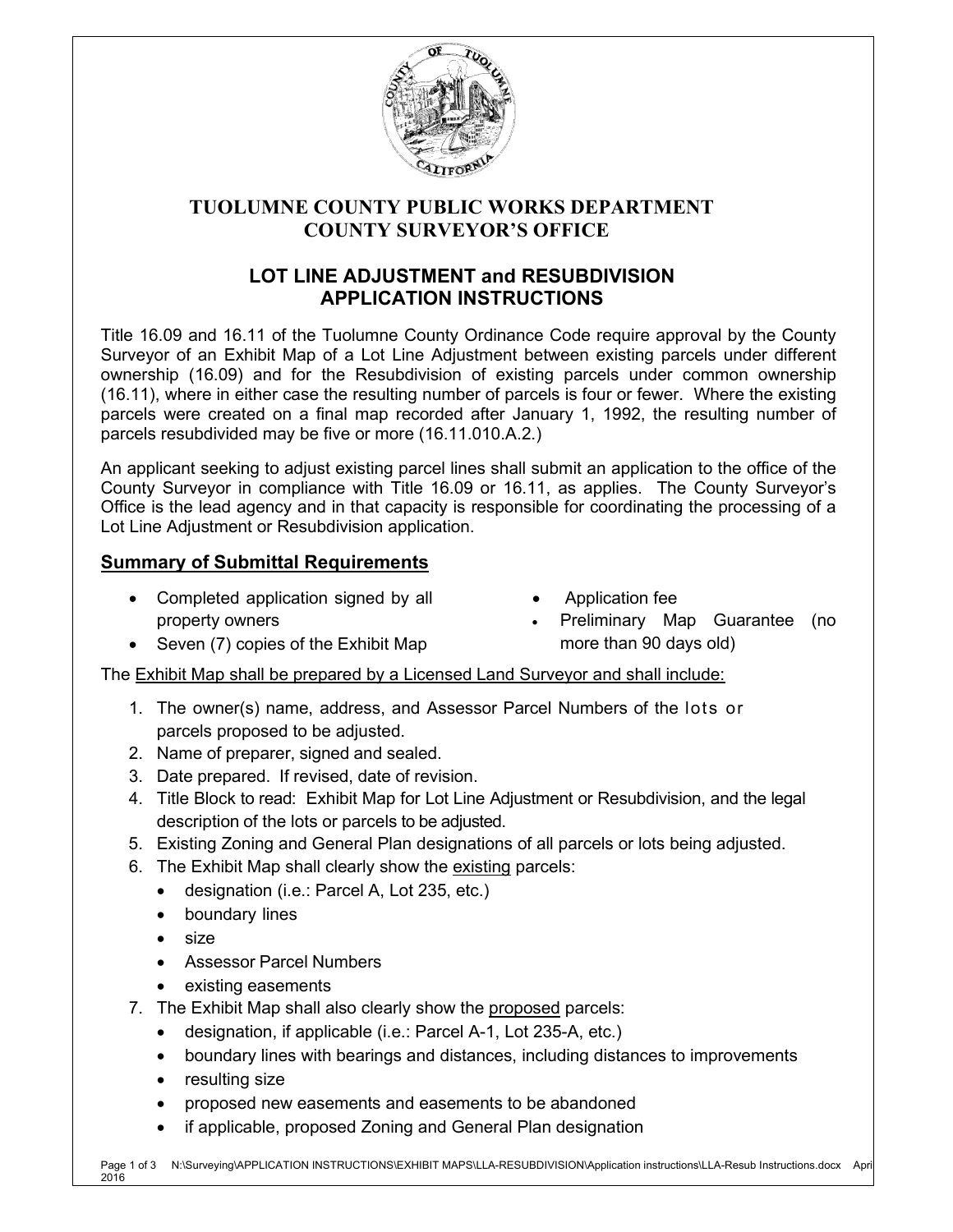# TUOLUMNE COUNTY PUBLIC WORKS DEPARTMENT
# COUNTY SURVEYOR'S OFFICE

## LOT LINE ADJUSTMENT and RESUBDIVISION APPLICATION INSTRUCTIONS

Title 16.09 and 16.11 of the Tuolumne County Ordinance Code require approval by the County Surveyor of an Exhibit Map of a Lot Line Adjustment between existing parcels under different ownership (16.09) and for the Resubdivision of existing parcels under common ownership (16.11), where in either case the resulting number of parcels is four or fewer. Where the existing parcels were created on a final map recorded after January 1, 1992, the resulting number of parcels resubdivided may be five or more (16.11.010.A.2.)

An applicant seeking to adjust existing parcel lines shall submit an application to the office of the County Surveyor in compliance with Title 16.09 or 16.11, as applies. The County Surveyor's Office is the lead agency and in that capacity is responsible for coordinating the processing of a Lot Line Adjustment or Resubdivision application.

### Summary of Submittal Requirements

- Completed application signed by all property owners
- Seven (7) copies of the Exhibit Map
- Application fee
- Preliminary Map Guarantee (no more than 90 days old)

The Exhibit Map shall be prepared by a Licensed Land Surveyor and shall include:

1. The owner(s) name, address, and Assessor Parcel Numbers of the lots or parcels proposed to be adjusted.
2. Name of preparer, signed and sealed.
3. Date prepared. If revised, date of revision.
4. Title Block to read: Exhibit Map for Lot Line Adjustment or Resubdivision, and the legal description of the lots or parcels to be adjusted.
5. Existing Zoning and General Plan designations of all parcels or lots being adjusted.
6. The Exhibit Map shall clearly show the existing parcels:
   - designation (i.e.: Parcel A, Lot 235, etc.)
   - boundary lines
   - size
   - Assessor Parcel Numbers
   - existing easements
7. The Exhibit Map shall also clearly show the proposed parcels:
   - designation, if applicable (i.e.: Parcel A-1, Lot 235-A, etc.)
   - boundary lines with bearings and distances, including distances to improvements
   - resulting size
   - proposed new easements and easements to be abandoned
   - if applicable, proposed Zoning and General Plan designation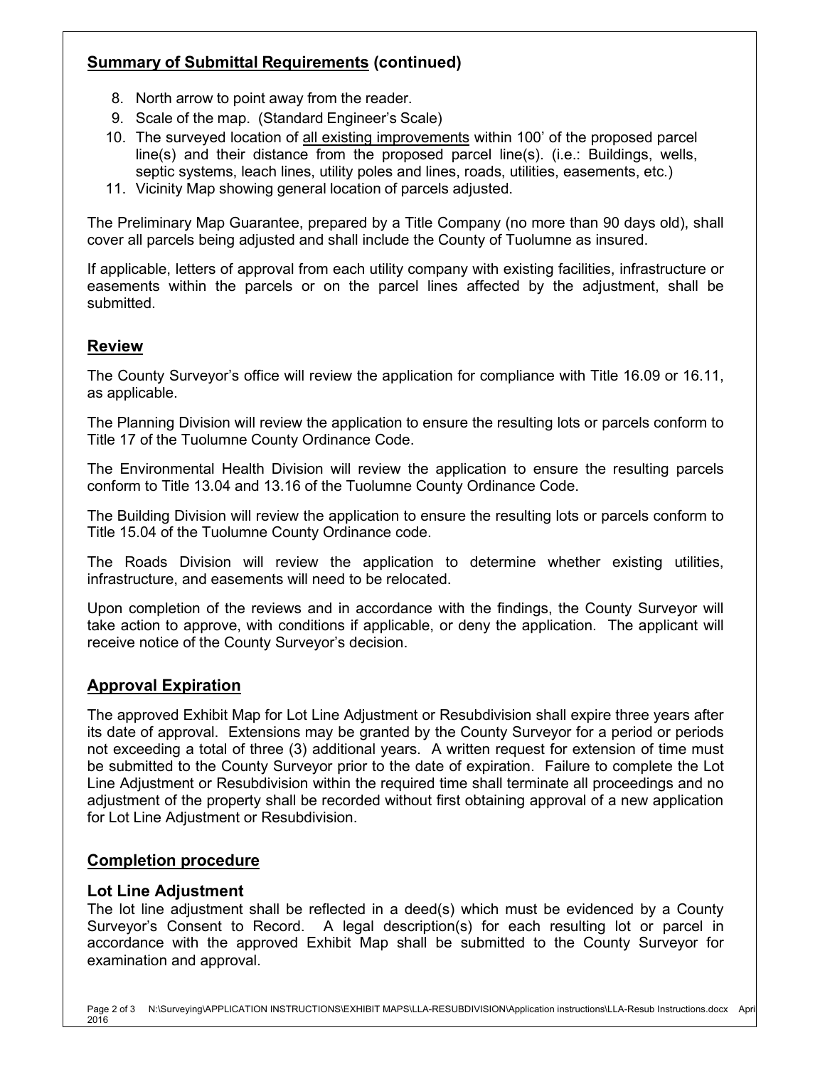## Summary of Submittal Requirements (continued)

8. North arrow to point away from the reader.
9. Scale of the map. (Standard Engineer's Scale)
10. The surveyed location of all existing improvements within 100' of the proposed parcel line(s) and their distance from the proposed parcel line(s). (i.e.: Buildings, wells, septic systems, leach lines, utility poles and lines, roads, utilities, easements, etc.)
11. Vicinity Map showing general location of parcels adjusted.

The Preliminary Map Guarantee, prepared by a Title Company (no more than 90 days old), shall cover all parcels being adjusted and shall include the County of Tuolumne as insured.

If applicable, letters of approval from each utility company with existing facilities, infrastructure or easements within the parcels or on the parcel lines affected by the adjustment, shall be submitted.

## Review

The County Surveyor's office will review the application for compliance with Title 16.09 or 16.11, as applicable.

The Planning Division will review the application to ensure the resulting lots or parcels conform to Title 17 of the Tuolumne County Ordinance Code.

The Environmental Health Division will review the application to ensure the resulting parcels conform to Title 13.04 and 13.16 of the Tuolumne County Ordinance Code.

The Building Division will review the application to ensure the resulting lots or parcels conform to Title 15.04 of the Tuolumne County Ordinance code.

The Roads Division will review the application to determine whether existing utilities, infrastructure, and easements will need to be relocated.

Upon completion of the reviews and in accordance with the findings, the County Surveyor will take action to approve, with conditions if applicable, or deny the application. The applicant will receive notice of the County Surveyor's decision.

## Approval Expiration

The approved Exhibit Map for Lot Line Adjustment or Resubdivision shall expire three years after its date of approval. Extensions may be granted by the County Surveyor for a period or periods not exceeding a total of three (3) additional years. A written request for extension of time must be submitted to the County Surveyor prior to the date of expiration. Failure to complete the Lot Line Adjustment or Resubdivision within the required time shall terminate all proceedings and no adjustment of the property shall be recorded without first obtaining approval of a new application for Lot Line Adjustment or Resubdivision.

## Completion procedure

### Lot Line Adjustment

The lot line adjustment shall be reflected in a deed(s) which must be evidenced by a County Surveyor's Consent to Record. A legal description(s) for each resulting lot or parcel in accordance with the approved Exhibit Map shall be submitted to the County Surveyor for examination and approval.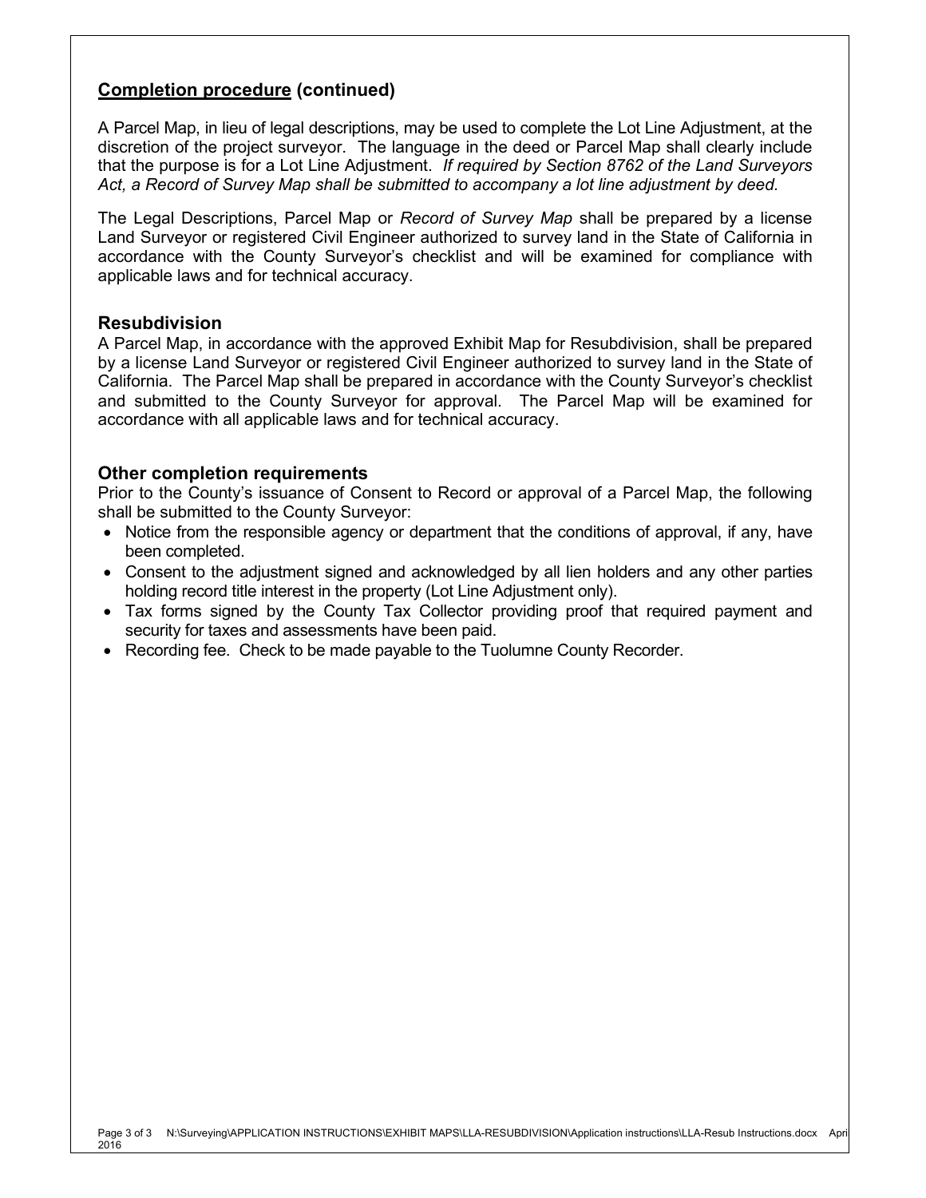## **Completion procedure** (continued)

A Parcel Map, in lieu of legal descriptions, may be used to complete the Lot Line Adjustment, at the discretion of the project surveyor. The language in the deed or Parcel Map shall clearly include that the purpose is for a Lot Line Adjustment. *If required by Section 8762 of the Land Surveyors Act, a Record of Survey Map shall be submitted to accompany a lot line adjustment by deed.*

The Legal Descriptions, Parcel Map or *Record of Survey Map* shall be prepared by a license Land Surveyor or registered Civil Engineer authorized to survey land in the State of California in accordance with the County Surveyor's checklist and will be examined for compliance with applicable laws and for technical accuracy.

### Resubdivision

A Parcel Map, in accordance with the approved Exhibit Map for Resubdivision, shall be prepared by a license Land Surveyor or registered Civil Engineer authorized to survey land in the State of California. The Parcel Map shall be prepared in accordance with the County Surveyor's checklist and submitted to the County Surveyor for approval. The Parcel Map will be examined for accordance with all applicable laws and for technical accuracy.

### Other completion requirements

Prior to the County's issuance of Consent to Record or approval of a Parcel Map, the following shall be submitted to the County Surveyor:

- Notice from the responsible agency or department that the conditions of approval, if any, have been completed.
- Consent to the adjustment signed and acknowledged by all lien holders and any other parties holding record title interest in the property (Lot Line Adjustment only).
- Tax forms signed by the County Tax Collector providing proof that required payment and security for taxes and assessments have been paid.
- Recording fee. Check to be made payable to the Tuolumne County Recorder.